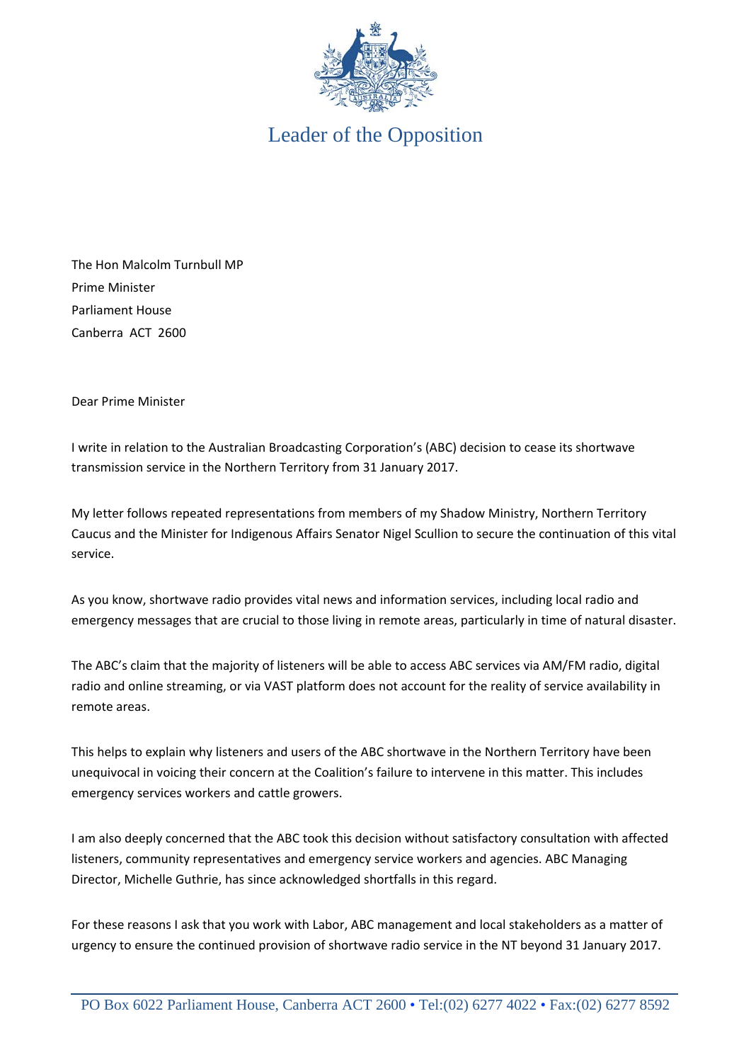# Leader of the Opposition

The Hon Malcolm Turnbull MP
Prime Minister
Parliament House
Canberra ACT 2600

Dear Prime Minister

I write in relation to the Australian Broadcasting Corporation's (ABC) decision to cease its shortwave transmission service in the Northern Territory from 31 January 2017.

My letter follows repeated representations from members of my Shadow Ministry, Northern Territory Caucus and the Minister for Indigenous Affairs Senator Nigel Scullion to secure the continuation of this vital service.

As you know, shortwave radio provides vital news and information services, including local radio and emergency messages that are crucial to those living in remote areas, particularly in time of natural disaster.

The ABC's claim that the majority of listeners will be able to access ABC services via AM/FM radio, digital radio and online streaming, or via VAST platform does not account for the reality of service availability in remote areas.

This helps to explain why listeners and users of the ABC shortwave in the Northern Territory have been unequivocal in voicing their concern at the Coalition's failure to intervene in this matter. This includes emergency services workers and cattle growers.

I am also deeply concerned that the ABC took this decision without satisfactory consultation with affected listeners, community representatives and emergency service workers and agencies. ABC Managing Director, Michelle Guthrie, has since acknowledged shortfalls in this regard.

For these reasons I ask that you work with Labor, ABC management and local stakeholders as a matter of urgency to ensure the continued provision of shortwave radio service in the NT beyond 31 January 2017.

PO Box 6022 Parliament House, Canberra ACT 2600 • Tel:(02) 6277 4022 • Fax:(02) 6277 8592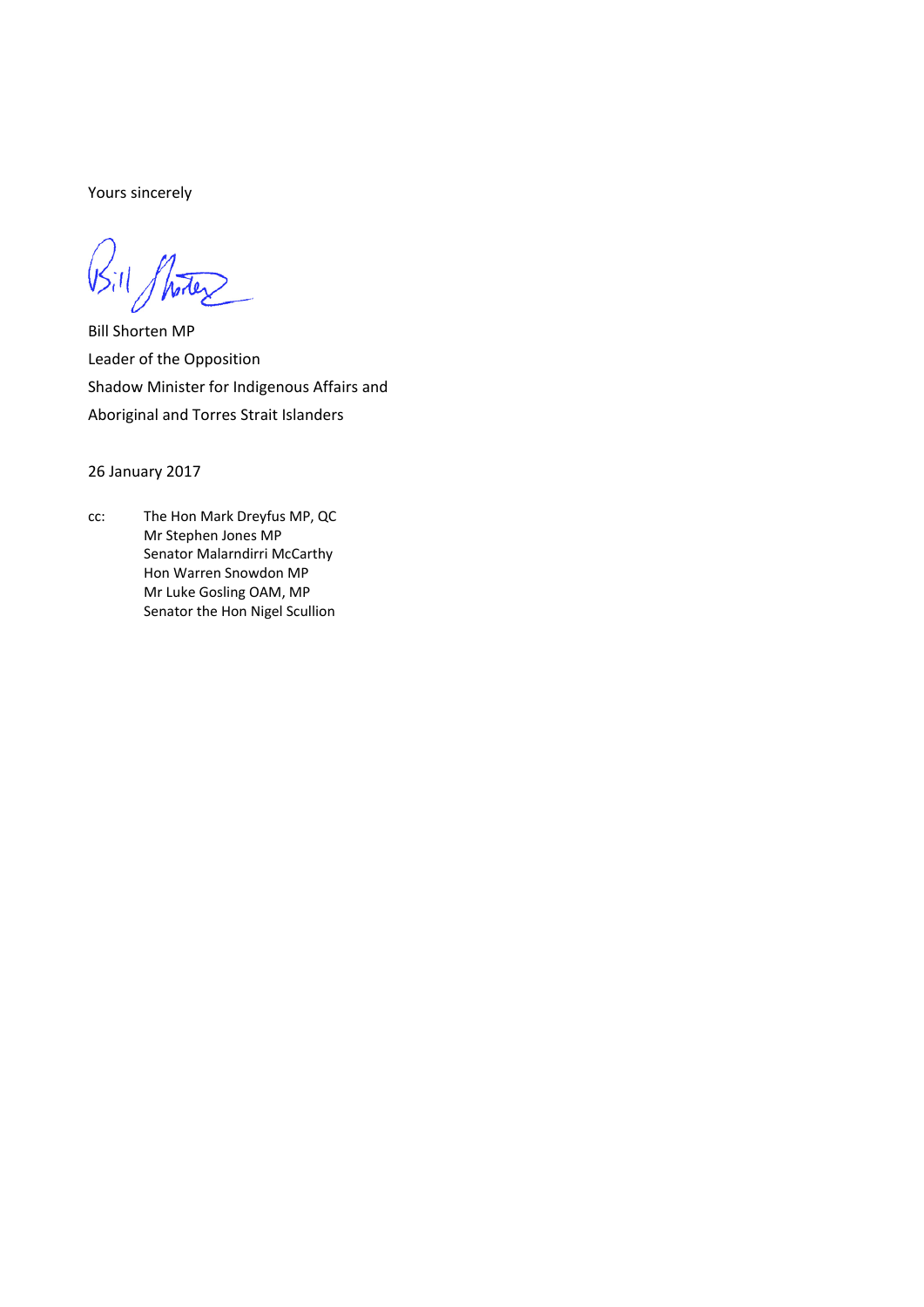Yours sincerely

Bill Shorten MP

Leader of the Opposition

Shadow Minister for Indigenous Affairs and

Aboriginal and Torres Strait Islanders

26 January 2017

cc: The Hon Mark Dreyfus MP, QC
Mr Stephen Jones MP
Senator Malarndirri McCarthy
Hon Warren Snowdon MP
Mr Luke Gosling OAM, MP
Senator the Hon Nigel Scullion